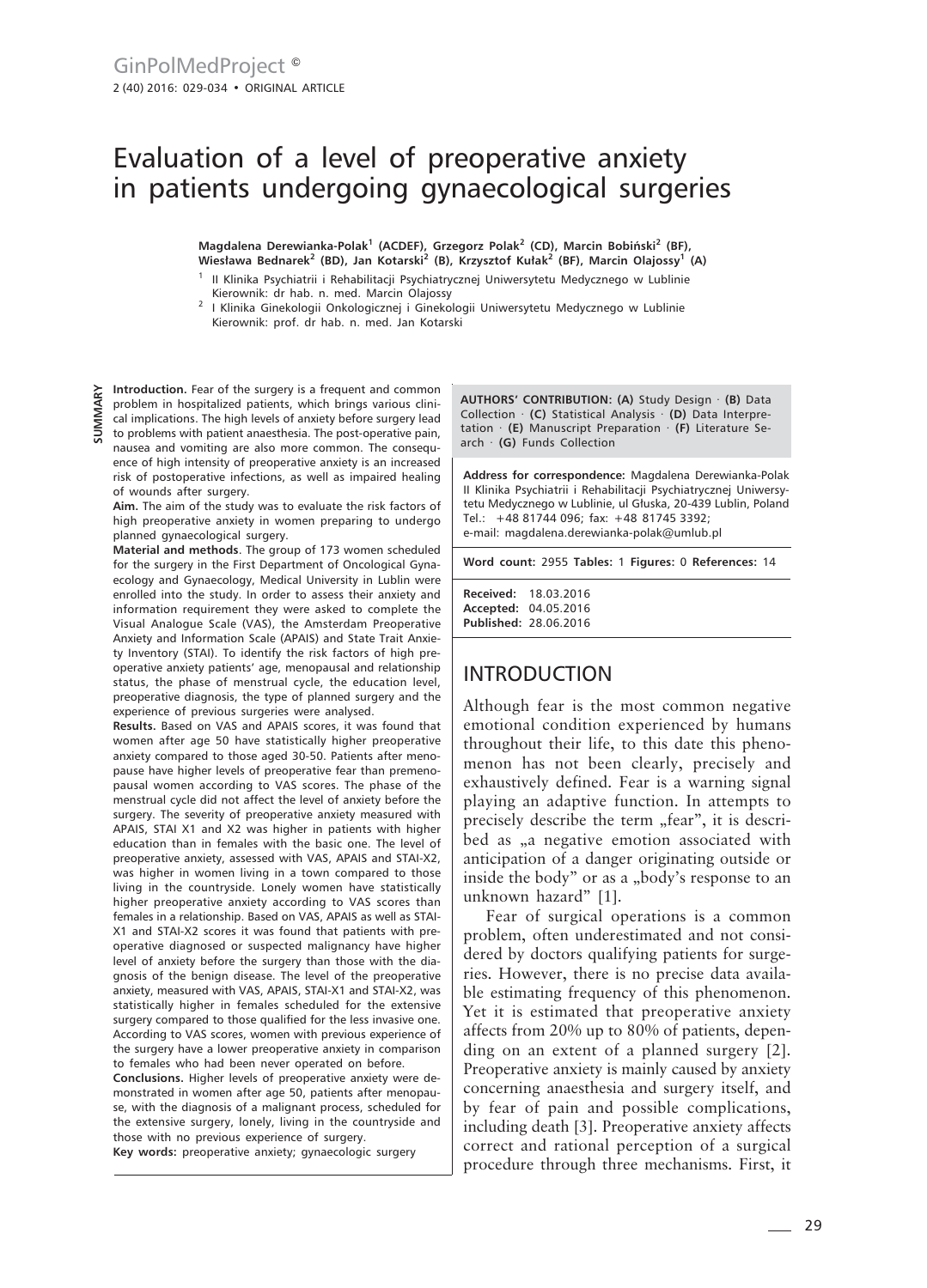# Evaluation of a level of preoperative anxiety in patients undergoing gynaecological surgeries

**Magdalena Derewianka-Polak[1] (ACDEF), Grzegorz Polak[2] (CD), Marcin Bobiński[2] (BF), Wiesława Bednarek[2] (BD), Jan Kotarski[2] (B), Krzysztof Kułak[2] (BF), Marcin Olajossy[1] (A)**

[1] II Klinika Psychiatrii i Rehabilitacji Psychiatrycznej Uniwersytetu Medycznego w Lublinie
Kierownik: dr hab. n. med. Marcin Olajossy

[2] I Klinika Ginekologii Onkologicznej i Ginekologii Uniwersytetu Medycznego w Lublinie
Kierownik: prof. dr hab. n. med. Jan Kotarski

## SUMMARY

**Introduction.** Fear of the surgery is a frequent and common problem in hospitalized patients, which brings various clinical implications. The high levels of anxiety before surgery lead to problems with patient anaesthesia. The post-operative pain, nausea and vomiting are also more common. The consequence of high intensity of preoperative anxiety is an increased risk of postoperative infections, as well as impaired healing of wounds after surgery.

**Aim.** The aim of the study was to evaluate the risk factors of high preoperative anxiety in women preparing to undergo planned gynaecological surgery.

**Material and methods**. The group of 173 women scheduled for the surgery in the First Department of Oncological Gynaecology and Gynaecology, Medical University in Lublin were enrolled into the study. In order to assess their anxiety and information requirement they were asked to complete the Visual Analogue Scale (VAS), the Amsterdam Preoperative Anxiety and Information Scale (APAIS) and State Trait Anxiety Inventory (STAI). To identify the risk factors of high preoperative anxiety patients' age, menopausal and relationship status, the phase of menstrual cycle, the education level, preoperative diagnosis, the type of planned surgery and the experience of previous surgeries were analysed.

**Results.** Based on VAS and APAIS scores, it was found that women after age 50 have statistically higher preoperative anxiety compared to those aged 30-50. Patients after menopause have higher levels of preoperative fear than premenopausal women according to VAS scores. The phase of the menstrual cycle did not affect the level of anxiety before the surgery. The severity of preoperative anxiety measured with APAIS, STAI X1 and X2 was higher in patients with higher education than in females with the basic one. The level of preoperative anxiety, assessed with VAS, APAIS and STAI-X2, was higher in women living in a town compared to those living in the countryside. Lonely women have statistically higher preoperative anxiety according to VAS scores than females in a relationship. Based on VAS, APAIS as well as STAI-X1 and STAI-X2 scores it was found that patients with preoperative diagnosed or suspected malignancy have higher level of anxiety before the surgery than those with the diagnosis of the benign disease. The level of the preoperative anxiety, measured with VAS, APAIS, STAI-X1 and STAI-X2, was statistically higher in females scheduled for the extensive surgery compared to those qualified for the less invasive one. According to VAS scores, women with previous experience of the surgery have a lower preoperative anxiety in comparison to females who had been never operated on before.

**Conclusions.** Higher levels of preoperative anxiety were demonstrated in women after age 50, patients after menopause, with the diagnosis of a malignant process, scheduled for the extensive surgery, lonely, living in the countryside and those with no previous experience of surgery.

**Key words:** preoperative anxiety; gynaecologic surgery

**AUTHORS' CONTRIBUTION: (A)** Study Design · **(B)** Data Collection · **(C)** Statistical Analysis · **(D)** Data Interpretation · **(E)** Manuscript Preparation · **(F)** Literature Search · **(G)** Funds Collection

**Address for correspondence:** Magdalena Derewianka-Polak
II Klinika Psychiatrii i Rehabilitacji Psychiatrycznej Uniwersytetu Medycznego w Lublinie, ul Głuska, 20-439 Lublin, Poland
Tel.: +48 81744 096; fax: +48 81745 3392;
e-mail: magdalena.derewianka-polak@umlub.pl

**Word count:** 2955 **Tables:** 1 **Figures:** 0 **References:** 14

**Received:** 18.03.2016
**Accepted:** 04.05.2016
**Published:** 28.06.2016

## INTRODUCTION

Although fear is the most common negative emotional condition experienced by humans throughout their life, to this date this phenomenon has not been clearly, precisely and exhaustively defined. Fear is a warning signal playing an adaptive function. In attempts to precisely describe the term „fear", it is described as „a negative emotion associated with anticipation of a danger originating outside or inside the body" or as a „body's response to an unknown hazard" [1].

Fear of surgical operations is a common problem, often underestimated and not considered by doctors qualifying patients for surgeries. However, there is no precise data available estimating frequency of this phenomenon. Yet it is estimated that preoperative anxiety affects from 20% up to 80% of patients, depending on an extent of a planned surgery [2]. Preoperative anxiety is mainly caused by anxiety concerning anaesthesia and surgery itself, and by fear of pain and possible complications, including death [3]. Preoperative anxiety affects correct and rational perception of a surgical procedure through three mechanisms. First, it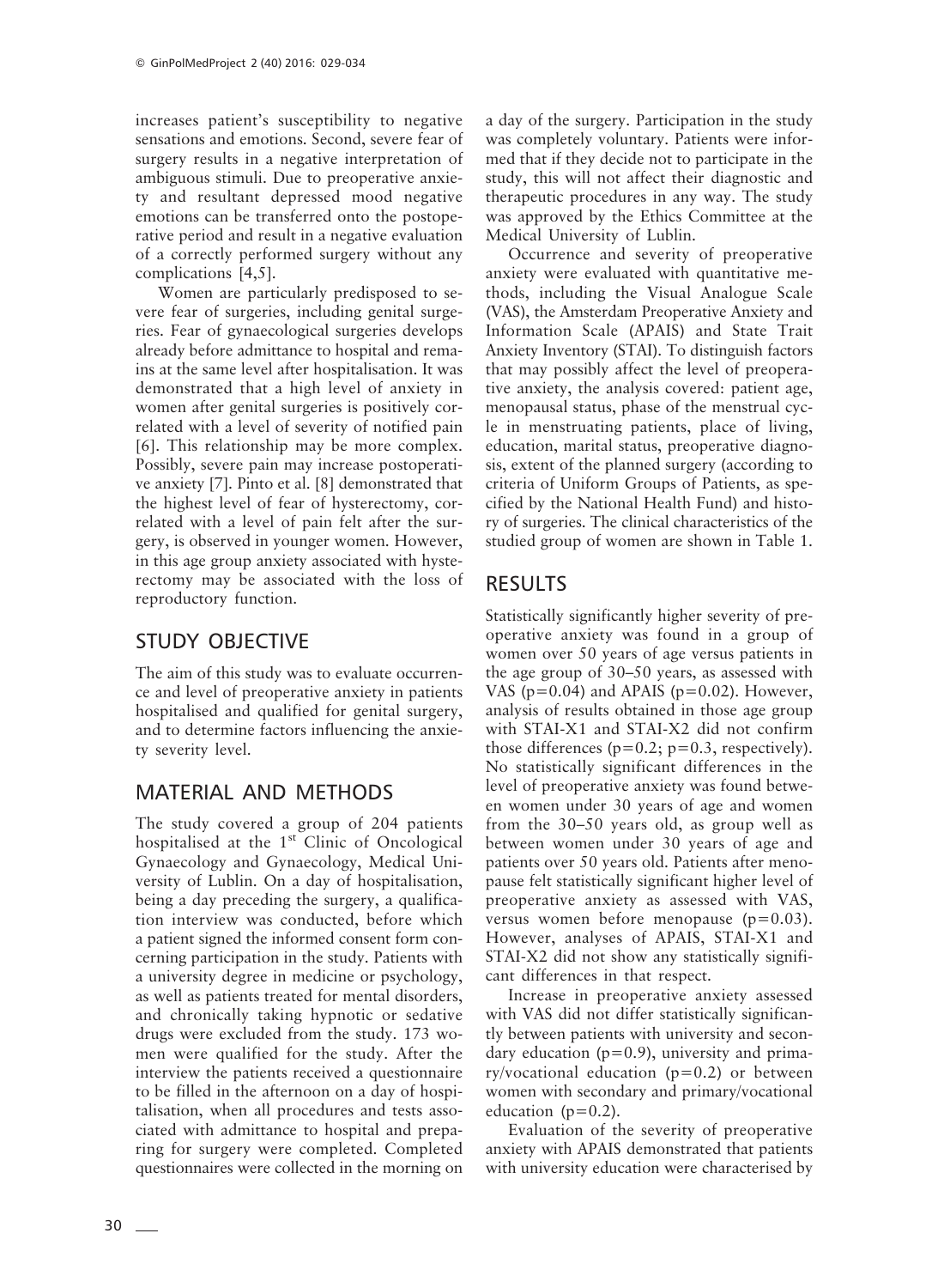increases patient's susceptibility to negative sensations and emotions. Second, severe fear of surgery results in a negative interpretation of ambiguous stimuli. Due to preoperative anxiety and resultant depressed mood negative emotions can be transferred onto the postoperative period and result in a negative evaluation of a correctly performed surgery without any complications [4,5].

Women are particularly predisposed to severe fear of surgeries, including genital surgeries. Fear of gynaecological surgeries develops already before admittance to hospital and remains at the same level after hospitalisation. It was demonstrated that a high level of anxiety in women after genital surgeries is positively correlated with a level of severity of notified pain [6]. This relationship may be more complex. Possibly, severe pain may increase postoperative anxiety [7]. Pinto et al. [8] demonstrated that the highest level of fear of hysterectomy, correlated with a level of pain felt after the surgery, is observed in younger women. However, in this age group anxiety associated with hysterectomy may be associated with the loss of reproductory function.

## STUDY OBJECTIVE

The aim of this study was to evaluate occurrence and level of preoperative anxiety in patients hospitalised and qualified for genital surgery, and to determine factors influencing the anxiety severity level.

## MATERIAL AND METHODS

The study covered a group of 204 patients hospitalised at the 1st Clinic of Oncological Gynaecology and Gynaecology, Medical University of Lublin. On a day of hospitalisation, being a day preceding the surgery, a qualification interview was conducted, before which a patient signed the informed consent form concerning participation in the study. Patients with a university degree in medicine or psychology, as well as patients treated for mental disorders, and chronically taking hypnotic or sedative drugs were excluded from the study. 173 women were qualified for the study. After the interview the patients received a questionnaire to be filled in the afternoon on a day of hospitalisation, when all procedures and tests associated with admittance to hospital and preparing for surgery were completed. Completed questionnaires were collected in the morning on a day of the surgery. Participation in the study was completely voluntary. Patients were informed that if they decide not to participate in the study, this will not affect their diagnostic and therapeutic procedures in any way. The study was approved by the Ethics Committee at the Medical University of Lublin.

Occurrence and severity of preoperative anxiety were evaluated with quantitative methods, including the Visual Analogue Scale (VAS), the Amsterdam Preoperative Anxiety and Information Scale (APAIS) and State Trait Anxiety Inventory (STAI). To distinguish factors that may possibly affect the level of preoperative anxiety, the analysis covered: patient age, menopausal status, phase of the menstrual cycle in menstruating patients, place of living, education, marital status, preoperative diagnosis, extent of the planned surgery (according to criteria of Uniform Groups of Patients, as specified by the National Health Fund) and history of surgeries. The clinical characteristics of the studied group of women are shown in Table 1.

## RESULTS

Statistically significantly higher severity of preoperative anxiety was found in a group of women over 50 years of age versus patients in the age group of 30–50 years, as assessed with VAS ($p=0.04$) and APAIS ($p=0.02$). However, analysis of results obtained in those age group with STAI-X1 and STAI-X2 did not confirm those differences ($p=0.2$; $p=0.3$, respectively). No statistically significant differences in the level of preoperative anxiety was found between women under 30 years of age and women from the 30–50 years old, as group well as between women under 30 years of age and patients over 50 years old. Patients after menopause felt statistically significant higher level of preoperative anxiety as assessed with VAS, versus women before menopause ($p=0.03$). However, analyses of APAIS, STAI-X1 and STAI-X2 did not show any statistically significant differences in that respect.

Increase in preoperative anxiety assessed with VAS did not differ statistically significantly between patients with university and secondary education ($p=0.9$), university and primary/vocational education ($p=0.2$) or between women with secondary and primary/vocational education ($p=0.2$).

Evaluation of the severity of preoperative anxiety with APAIS demonstrated that patients with university education were characterised by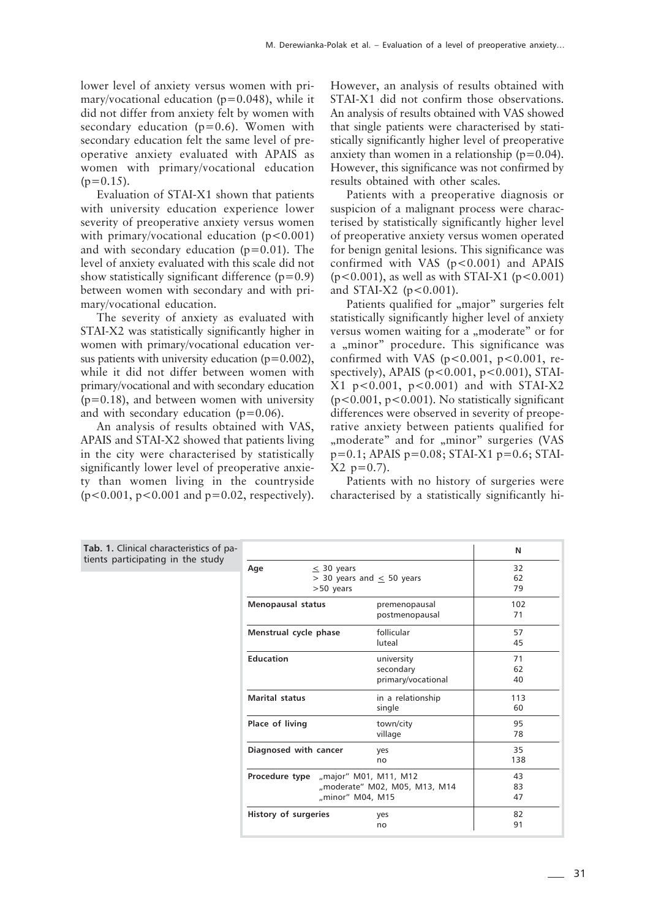lower level of anxiety versus women with primary/vocational education ($p=0.048$), while it did not differ from anxiety felt by women with secondary education ($p=0.6$). Women with secondary education felt the same level of preoperative anxiety evaluated with APAIS as women with primary/vocational education ($p=0.15$).

Evaluation of STAI-X1 shown that patients with university education experience lower severity of preoperative anxiety versus women with primary/vocational education ($p<0.001$) and with secondary education ($p=0.01$). The level of anxiety evaluated with this scale did not show statistically significant difference ($p=0.9$) between women with secondary and with primary/vocational education.

The severity of anxiety as evaluated with STAI-X2 was statistically significantly higher in women with primary/vocational education versus patients with university education ($p=0.002$), while it did not differ between women with primary/vocational and with secondary education ($p=0.18$), and between women with university and with secondary education ($p=0.06$).

An analysis of results obtained with VAS, APAIS and STAI-X2 showed that patients living in the city were characterised by statistically significantly lower level of preoperative anxiety than women living in the countryside ($p<0.001$, $p<0.001$ and $p=0.02$, respectively). However, an analysis of results obtained with STAI-X1 did not confirm those observations. An analysis of results obtained with VAS showed that single patients were characterised by statistically significantly higher level of preoperative anxiety than women in a relationship ($p=0.04$). However, this significance was not confirmed by results obtained with other scales.

Patients with a preoperative diagnosis or suspicion of a malignant process were characterised by statistically significantly higher level of preoperative anxiety versus women operated for benign genital lesions. This significance was confirmed with VAS ($p<0.001$) and APAIS ($p<0.001$), as well as with STAI-X1 ($p<0.001$) and STAI-X2 ($p<0.001$).

Patients qualified for „major" surgeries felt statistically significantly higher level of anxiety versus women waiting for a „moderate" or for a „minor" procedure. This significance was confirmed with VAS ($p<0.001$, $p<0.001$, respectively), APAIS ($p<0.001$, $p<0.001$), STAI-X1 $p<0.001$, $p<0.001$) and with STAI-X2 ($p<0.001$, $p<0.001$). No statistically significant differences were observed in severity of preoperative anxiety between patients qualified for „moderate" and for „minor" surgeries (VAS $p=0.1$; APAIS $p=0.08$; STAI-X1 $p=0.6$; STAI-X2 $p=0.7$).

Patients with no history of surgeries were characterised by a statistically significantly hi-

**Tab. 1.** Clinical characteristics of patients participating in the study

| | | N |
|---|---|---|
| **Age** | ≤ 30 years<br>> 30 years and ≤ 50 years<br>>50 years | 32<br>62<br>79 |
| **Menopausal status** | premenopausal<br>postmenopausal | 102<br>71 |
| **Menstrual cycle phase** | follicular<br>luteal | 57<br>45 |
| **Education** | university<br>secondary<br>primary/vocational | 71<br>62<br>40 |
| **Marital status** | in a relationship<br>single | 113<br>60 |
| **Place of living** | town/city<br>village | 95<br>78 |
| **Diagnosed with cancer** | yes<br>no | 35<br>138 |
| **Procedure type** | „major" M01, M11, M12<br>„moderate" M02, M05, M13, M14<br>„minor" M04, M15 | 43<br>83<br>47 |
| **History of surgeries** | yes<br>no | 82<br>91 |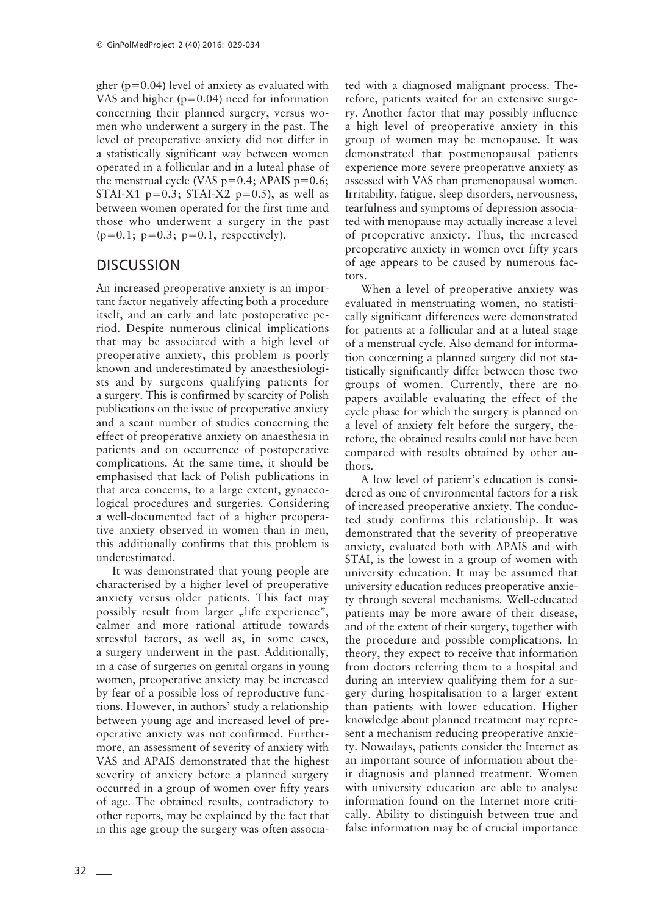gher ($p=0.04$) level of anxiety as evaluated with VAS and higher ($p=0.04$) need for information concerning their planned surgery, versus women who underwent a surgery in the past. The level of preoperative anxiety did not differ in a statistically significant way between women operated in a follicular and in a luteal phase of the menstrual cycle (VAS $p=0.4$; APAIS $p=0.6$; STAI-X1 $p=0.3$; STAI-X2 $p=0.5$), as well as between women operated for the first time and those who underwent a surgery in the past ($p=0.1$; $p=0.3$; $p=0.1$, respectively).

## DISCUSSION

An increased preoperative anxiety is an important factor negatively affecting both a procedure itself, and an early and late postoperative period. Despite numerous clinical implications that may be associated with a high level of preoperative anxiety, this problem is poorly known and underestimated by anaesthesiologists and by surgeons qualifying patients for a surgery. This is confirmed by scarcity of Polish publications on the issue of preoperative anxiety and a scant number of studies concerning the effect of preoperative anxiety on anaesthesia in patients and on occurrence of postoperative complications. At the same time, it should be emphasised that lack of Polish publications in that area concerns, to a large extent, gynaecological procedures and surgeries. Considering a well-documented fact of a higher preoperative anxiety observed in women than in men, this additionally confirms that this problem is underestimated.

It was demonstrated that young people are characterised by a higher level of preoperative anxiety versus older patients. This fact may possibly result from larger „life experience", calmer and more rational attitude towards stressful factors, as well as, in some cases, a surgery underwent in the past. Additionally, in a case of surgeries on genital organs in young women, preoperative anxiety may be increased by fear of a possible loss of reproductive functions. However, in authors' study a relationship between young age and increased level of preoperative anxiety was not confirmed. Furthermore, an assessment of severity of anxiety with VAS and APAIS demonstrated that the highest severity of anxiety before a planned surgery occurred in a group of women over fifty years of age. The obtained results, contradictory to other reports, may be explained by the fact that in this age group the surgery was often associated with a diagnosed malignant process. Therefore, patients waited for an extensive surgery. Another factor that may possibly influence a high level of preoperative anxiety in this group of women may be menopause. It was demonstrated that postmenopausal patients experience more severe preoperative anxiety as assessed with VAS than premenopausal women. Irritability, fatigue, sleep disorders, nervousness, tearfulness and symptoms of depression associated with menopause may actually increase a level of preoperative anxiety. Thus, the increased preoperative anxiety in women over fifty years of age appears to be caused by numerous factors.

When a level of preoperative anxiety was evaluated in menstruating women, no statistically significant differences were demonstrated for patients at a follicular and at a luteal stage of a menstrual cycle. Also demand for information concerning a planned surgery did not statistically significantly differ between those two groups of women. Currently, there are no papers available evaluating the effect of the cycle phase for which the surgery is planned on a level of anxiety felt before the surgery, therefore, the obtained results could not have been compared with results obtained by other authors.

A low level of patient's education is considered as one of environmental factors for a risk of increased preoperative anxiety. The conducted study confirms this relationship. It was demonstrated that the severity of preoperative anxiety, evaluated both with APAIS and with STAI, is the lowest in a group of women with university education. It may be assumed that university education reduces preoperative anxiety through several mechanisms. Well-educated patients may be more aware of their disease, and of the extent of their surgery, together with the procedure and possible complications. In theory, they expect to receive that information from doctors referring them to a hospital and during an interview qualifying them for a surgery during hospitalisation to a larger extent than patients with lower education. Higher knowledge about planned treatment may represent a mechanism reducing preoperative anxiety. Nowadays, patients consider the Internet as an important source of information about their diagnosis and planned treatment. Women with university education are able to analyse information found on the Internet more critically. Ability to distinguish between true and false information may be of crucial importance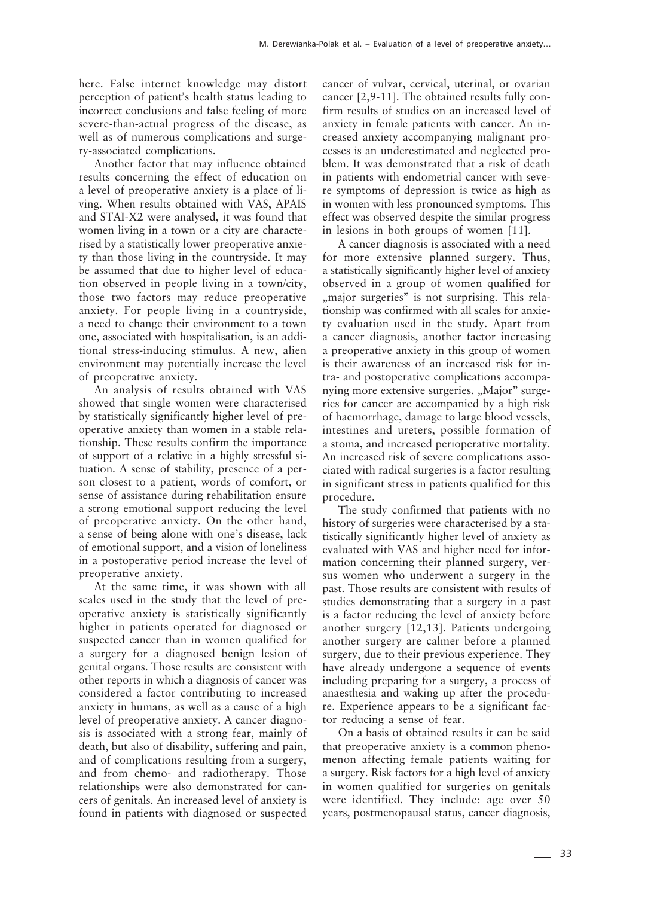here. False internet knowledge may distort perception of patient's health status leading to incorrect conclusions and false feeling of more severe-than-actual progress of the disease, as well as of numerous complications and surgery-associated complications.

Another factor that may influence obtained results concerning the effect of education on a level of preoperative anxiety is a place of living. When results obtained with VAS, APAIS and STAI-X2 were analysed, it was found that women living in a town or a city are characterised by a statistically lower preoperative anxiety than those living in the countryside. It may be assumed that due to higher level of education observed in people living in a town/city, those two factors may reduce preoperative anxiety. For people living in a countryside, a need to change their environment to a town one, associated with hospitalisation, is an additional stress-inducing stimulus. A new, alien environment may potentially increase the level of preoperative anxiety.

An analysis of results obtained with VAS showed that single women were characterised by statistically significantly higher level of preoperative anxiety than women in a stable relationship. These results confirm the importance of support of a relative in a highly stressful situation. A sense of stability, presence of a person closest to a patient, words of comfort, or sense of assistance during rehabilitation ensure a strong emotional support reducing the level of preoperative anxiety. On the other hand, a sense of being alone with one's disease, lack of emotional support, and a vision of loneliness in a postoperative period increase the level of preoperative anxiety.

At the same time, it was shown with all scales used in the study that the level of preoperative anxiety is statistically significantly higher in patients operated for diagnosed or suspected cancer than in women qualified for a surgery for a diagnosed benign lesion of genital organs. Those results are consistent with other reports in which a diagnosis of cancer was considered a factor contributing to increased anxiety in humans, as well as a cause of a high level of preoperative anxiety. A cancer diagnosis is associated with a strong fear, mainly of death, but also of disability, suffering and pain, and of complications resulting from a surgery, and from chemo- and radiotherapy. Those relationships were also demonstrated for cancers of genitals. An increased level of anxiety is found in patients with diagnosed or suspected cancer of vulvar, cervical, uterinal, or ovarian cancer [2,9-11]. The obtained results fully confirm results of studies on an increased level of anxiety in female patients with cancer. An increased anxiety accompanying malignant processes is an underestimated and neglected problem. It was demonstrated that a risk of death in patients with endometrial cancer with severe symptoms of depression is twice as high as in women with less pronounced symptoms. This effect was observed despite the similar progress in lesions in both groups of women [11].

A cancer diagnosis is associated with a need for more extensive planned surgery. Thus, a statistically significantly higher level of anxiety observed in a group of women qualified for „major surgeries" is not surprising. This relationship was confirmed with all scales for anxiety evaluation used in the study. Apart from a cancer diagnosis, another factor increasing a preoperative anxiety in this group of women is their awareness of an increased risk for intra- and postoperative complications accompanying more extensive surgeries. „Major" surgeries for cancer are accompanied by a high risk of haemorrhage, damage to large blood vessels, intestines and ureters, possible formation of a stoma, and increased perioperative mortality. An increased risk of severe complications associated with radical surgeries is a factor resulting in significant stress in patients qualified for this procedure.

The study confirmed that patients with no history of surgeries were characterised by a statistically significantly higher level of anxiety as evaluated with VAS and higher need for information concerning their planned surgery, versus women who underwent a surgery in the past. Those results are consistent with results of studies demonstrating that a surgery in a past is a factor reducing the level of anxiety before another surgery [12,13]. Patients undergoing another surgery are calmer before a planned surgery, due to their previous experience. They have already undergone a sequence of events including preparing for a surgery, a process of anaesthesia and waking up after the procedure. Experience appears to be a significant factor reducing a sense of fear.

On a basis of obtained results it can be said that preoperative anxiety is a common phenomenon affecting female patients waiting for a surgery. Risk factors for a high level of anxiety in women qualified for surgeries on genitals were identified. They include: age over 50 years, postmenopausal status, cancer diagnosis,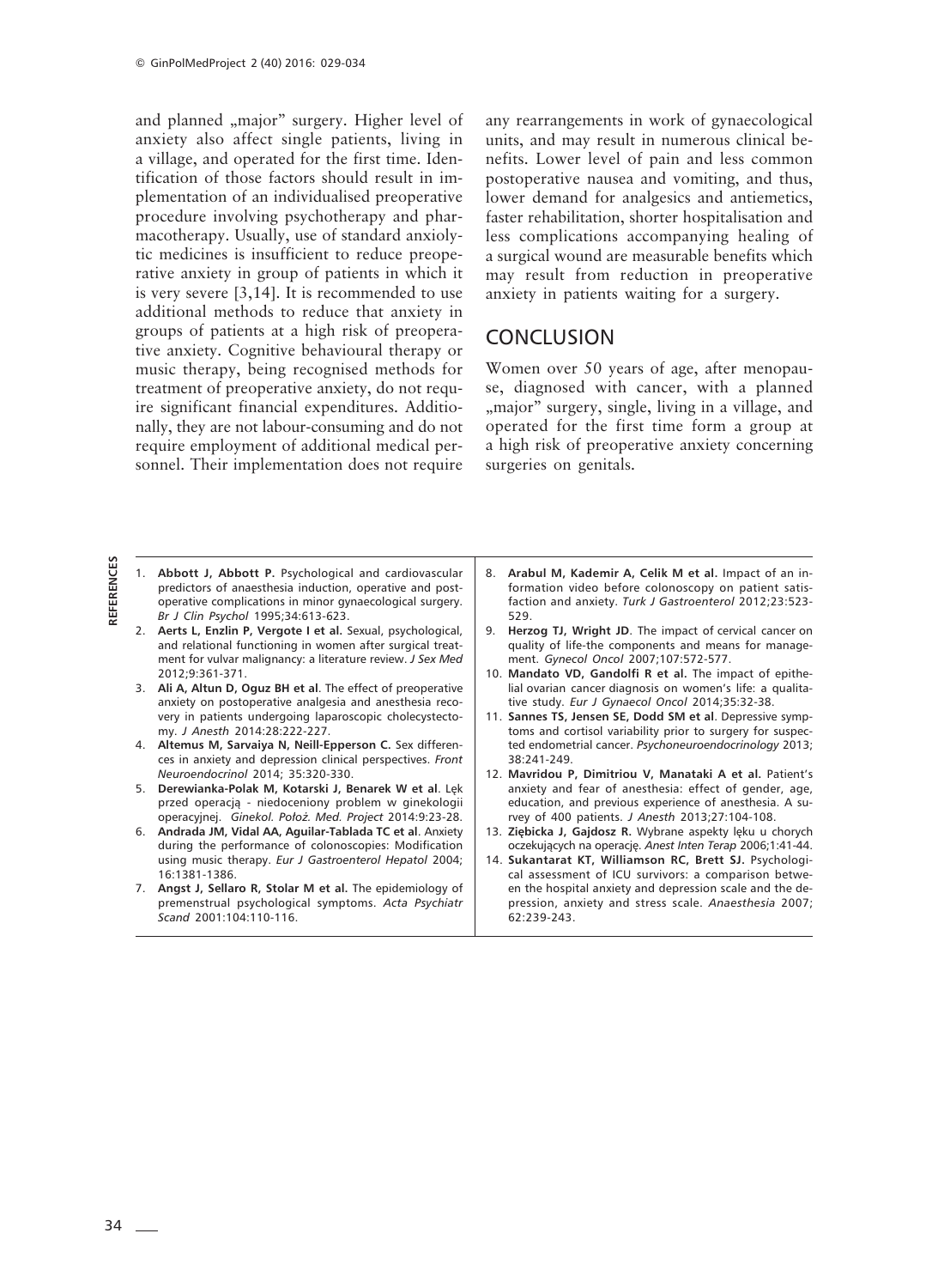and planned „major" surgery. Higher level of anxiety also affect single patients, living in a village, and operated for the first time. Identification of those factors should result in implementation of an individualised preoperative procedure involving psychotherapy and pharmacotherapy. Usually, use of standard anxiolytic medicines is insufficient to reduce preoperative anxiety in group of patients in which it is very severe [3,14]. It is recommended to use additional methods to reduce that anxiety in groups of patients at a high risk of preoperative anxiety. Cognitive behavioural therapy or music therapy, being recognised methods for treatment of preoperative anxiety, do not require significant financial expenditures. Additionally, they are not labour-consuming and do not require employment of additional medical personnel. Their implementation does not require any rearrangements in work of gynaecological units, and may result in numerous clinical benefits. Lower level of pain and less common postoperative nausea and vomiting, and thus, lower demand for analgesics and antiemetics, faster rehabilitation, shorter hospitalisation and less complications accompanying healing of a surgical wound are measurable benefits which may result from reduction in preoperative anxiety in patients waiting for a surgery.

## CONCLUSION

Women over 50 years of age, after menopause, diagnosed with cancer, with a planned „major" surgery, single, living in a village, and operated for the first time form a group at a high risk of preoperative anxiety concerning surgeries on genitals.

## REFERENCES

1. **Abbott J, Abbott P.** Psychological and cardiovascular predictors of anaesthesia induction, operative and postoperative complications in minor gynaecological surgery. *Br J Clin Psychol* 1995;34:613-623.
2. **Aerts L, Enzlin P, Vergote I et al.** Sexual, psychological, and relational functioning in women after surgical treatment for vulvar malignancy: a literature review. *J Sex Med* 2012;9:361-371.
3. **Ali A, Altun D, Oguz BH et al**. The effect of preoperative anxiety on postoperative analgesia and anesthesia recovery in patients undergoing laparoscopic cholecystectomy. *J Anesth* 2014:28:222-227.
4. **Altemus M, Sarvaiya N, Neill-Epperson C.** Sex differences in anxiety and depression clinical perspectives. *Front Neuroendocrinol* 2014; 35:320-330.
5. **Derewianka-Polak M, Kotarski J, Benarek W et al**. Lęk przed operacją - niedoceniony problem w ginekologii operacyjnej. *Ginekol. Położ. Med. Project* 2014:9:23-28.
6. **Andrada JM, Vidal AA, Aguilar-Tablada TC et al**. Anxiety during the performance of colonoscopies: Modification using music therapy. *Eur J Gastroenterol Hepatol* 2004; 16:1381-1386.
7. **Angst J, Sellaro R, Stolar M et al.** The epidemiology of premenstrual psychological symptoms. *Acta Psychiatr Scand* 2001:104:110-116.
8. **Arabul M, Kademir A, Celik M et al.** Impact of an information video before colonoscopy on patient satisfaction and anxiety. *Turk J Gastroenterol* 2012;23:523-529.
9. **Herzog TJ, Wright JD**. The impact of cervical cancer on quality of life-the components and means for management. *Gynecol Oncol* 2007;107:572-577.
10. **Mandato VD, Gandolfi R et al.** The impact of epithelial ovarian cancer diagnosis on women's life: a qualitative study. *Eur J Gynaecol Oncol* 2014;35:32-38.
11. **Sannes TS, Jensen SE, Dodd SM et al**. Depressive symptoms and cortisol variability prior to surgery for suspected endometrial cancer. *Psychoneuroendocrinology* 2013; 38:241-249.
12. **Mavridou P, Dimitriou V, Manataki A et al.** Patient's anxiety and fear of anesthesia: effect of gender, age, education, and previous experience of anesthesia. A survey of 400 patients. *J Anesth* 2013;27:104-108.
13. **Ziębicka J, Gajdosz R.** Wybrane aspekty lęku u chorych oczekujących na operację. *Anest Inten Terap* 2006;1:41-44.
14. **Sukantarat KT, Williamson RC, Brett SJ.** Psychological assessment of ICU survivors: a comparison between the hospital anxiety and depression scale and the depression, anxiety and stress scale. *Anaesthesia* 2007; 62:239-243.